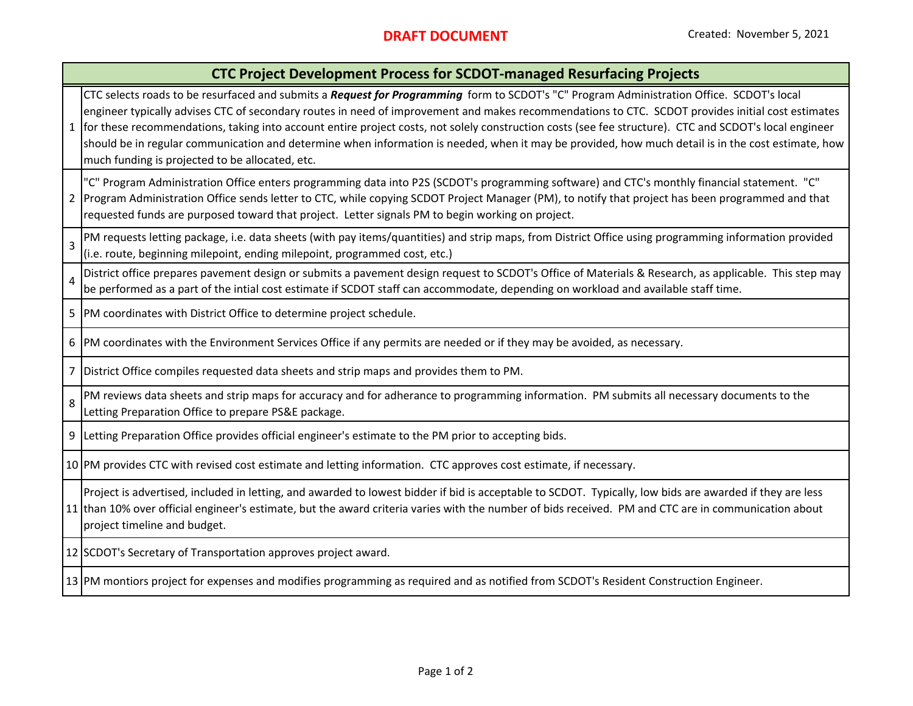**DRAFT DOCUMENT**

Created: November 5, 2021

| | CTC Project Development Process for SCDOT-managed Resurfacing Projects |
|---|---|
| 1 | CTC selects roads to be resurfaced and submits a ***Request for Programming*** form to SCDOT's "C" Program Administration Office. SCDOT's local engineer typically advises CTC of secondary routes in need of improvement and makes recommendations to CTC. SCDOT provides initial cost estimates for these recommendations, taking into account entire project costs, not solely construction costs (see fee structure). CTC and SCDOT's local engineer should be in regular communication and determine when information is needed, when it may be provided, how much detail is in the cost estimate, how much funding is projected to be allocated, etc. |
| 2 | "C" Program Administration Office enters programming data into P2S (SCDOT's programming software) and CTC's monthly financial statement. "C" Program Administration Office sends letter to CTC, while copying SCDOT Project Manager (PM), to notify that project has been programmed and that requested funds are purposed toward that project. Letter signals PM to begin working on project. |
| 3 | PM requests letting package, i.e. data sheets (with pay items/quantities) and strip maps, from District Office using programming information provided (i.e. route, beginning milepoint, ending milepoint, programmed cost, etc.) |
| 4 | District office prepares pavement design or submits a pavement design request to SCDOT's Office of Materials & Research, as applicable. This step may be performed as a part of the intial cost estimate if SCDOT staff can accommodate, depending on workload and available staff time. |
| 5 | PM coordinates with District Office to determine project schedule. |
| 6 | PM coordinates with the Environment Services Office if any permits are needed or if they may be avoided, as necessary. |
| 7 | District Office compiles requested data sheets and strip maps and provides them to PM. |
| 8 | PM reviews data sheets and strip maps for accuracy and for adherance to programming information. PM submits all necessary documents to the Letting Preparation Office to prepare PS&E package. |
| 9 | Letting Preparation Office provides official engineer's estimate to the PM prior to accepting bids. |
| 10 | PM provides CTC with revised cost estimate and letting information. CTC approves cost estimate, if necessary. |
| 11 | Project is advertised, included in letting, and awarded to lowest bidder if bid is acceptable to SCDOT. Typically, low bids are awarded if they are less than 10% over official engineer's estimate, but the award criteria varies with the number of bids received. PM and CTC are in communication about project timeline and budget. |
| 12 | SCDOT's Secretary of Transportation approves project award. |
| 13 | PM montiors project for expenses and modifies programming as required and as notified from SCDOT's Resident Construction Engineer. |